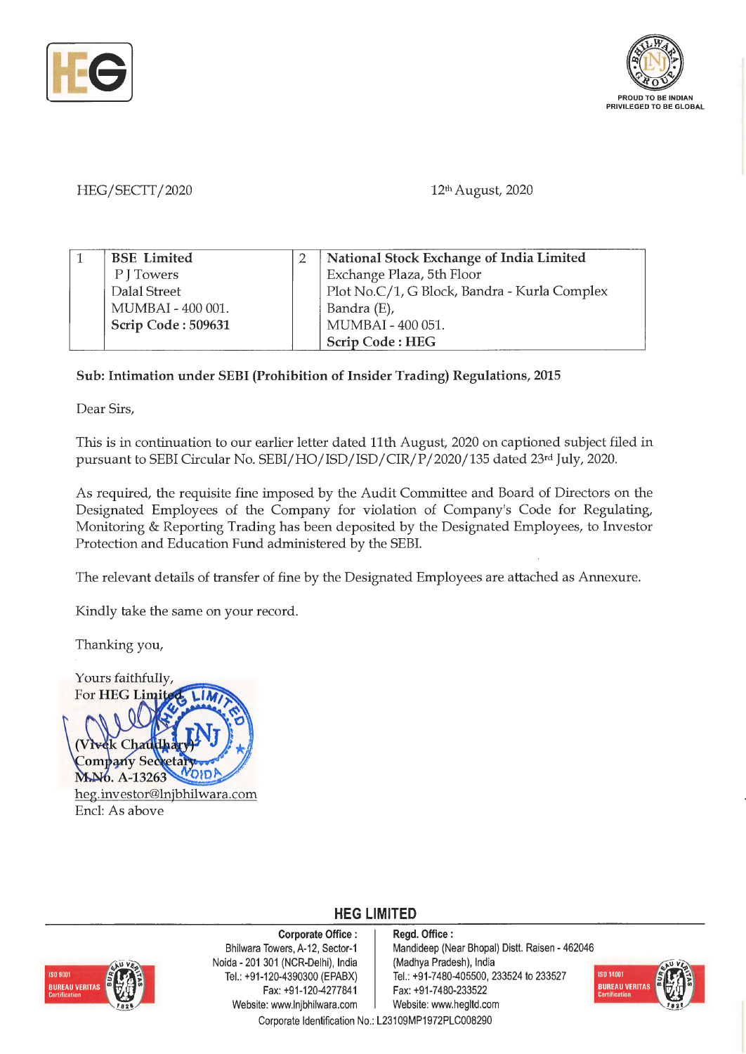HEG/SECTT/2020

12th August, 2020

| 1 | **BSE Limited**<br>P J Towers<br>Dalal Street<br>MUMBAI - 400 001.<br>**Scrip Code : 509631** | 2 | **National Stock Exchange of India Limited**<br>Exchange Plaza, 5th Floor<br>Plot No.C/1, G Block, Bandra - Kurla Complex<br>Bandra (E),<br>MUMBAI - 400 051.<br>**Scrip Code : HEG** |
|---|---|---|---|

**Sub: Intimation under SEBI (Prohibition of Insider Trading) Regulations, 2015**

Dear Sirs,

This is in continuation to our earlier letter dated 11th August, 2020 on captioned subject filed in pursuant to SEBI Circular No. SEBI/HO/ISD/ISD/CIR/P/2020/135 dated 23rd July, 2020.

As required, the requisite fine imposed by the Audit Committee and Board of Directors on the Designated Employees of the Company for violation of Company's Code for Regulating, Monitoring & Reporting Trading has been deposited by the Designated Employees, to Investor Protection and Education Fund administered by the SEBI.

The relevant details of transfer of fine by the Designated Employees are attached as Annexure.

Kindly take the same on your record.

Thanking you,

Yours faithfully,
For **HEG Limited**

(Vivek Chaudhary)
Company Secretary
M.No. A-13263
heg.investor@lnjbhilwara.com
Encl: As above

**HEG LIMITED**

**Corporate Office :**
Bhilwara Towers, A-12, Sector-1
Noida - 201 301 (NCR-Delhi), India
Tel.: +91-120-4390300 (EPABX)
Fax: +91-120-4277841
Website: www.lnjbhilwara.com

**Regd. Office :**
Mandideep (Near Bhopal) Distt. Raisen - 462046
(Madhya Pradesh), India
Tel.: +91-7480-405500, 233524 to 233527
Fax: +91-7480-233522
Website: www.hegltd.com

Corporate Identification No.: L23109MP1972PLC008290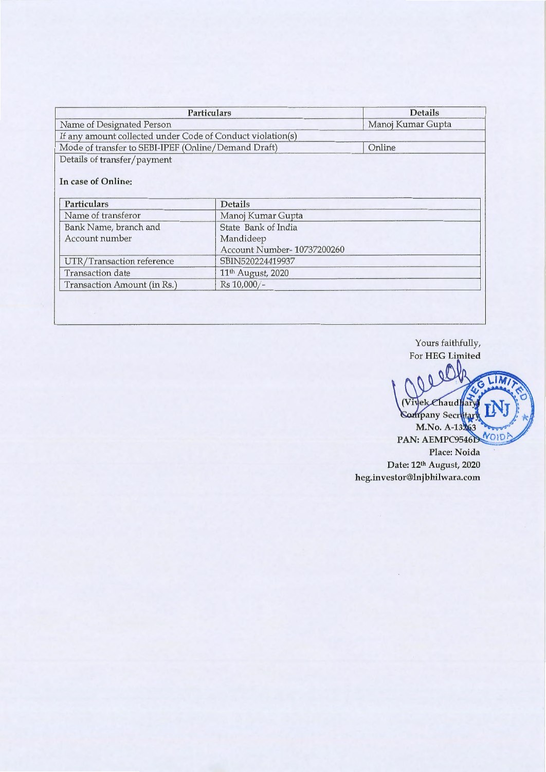| Particulars | Details |
|---|---|
| Name of Designated Person | Manoj Kumar Gupta |
| If any amount collected under Code of Conduct violation(s) | |
| Mode of transfer to SEBI-IPEF (Online/Demand Draft) | Online |
| Details of transfer/payment | |

**In case of Online:**

| Particulars | Details |
|---|---|
| Name of transferor | Manoj Kumar Gupta |
| Bank Name, branch and Account number | State Bank of India<br>Mandideep<br>Account Number- 10737200260 |
| UTR/Transaction reference | SBIN520224419937 |
| Transaction date | 11th August, 2020 |
| Transaction Amount (in Rs.) | Rs 10,000/- |

Yours faithfully,
For **HEG Limited**

**(Vivek Chaudhary)**
**Company Secretary**
**M.No. A-13263**
**PAN: AEMPC9546D**
**Place: Noida**
**Date: 12th August, 2020**
**heg.investor@lnjbhilwara.com**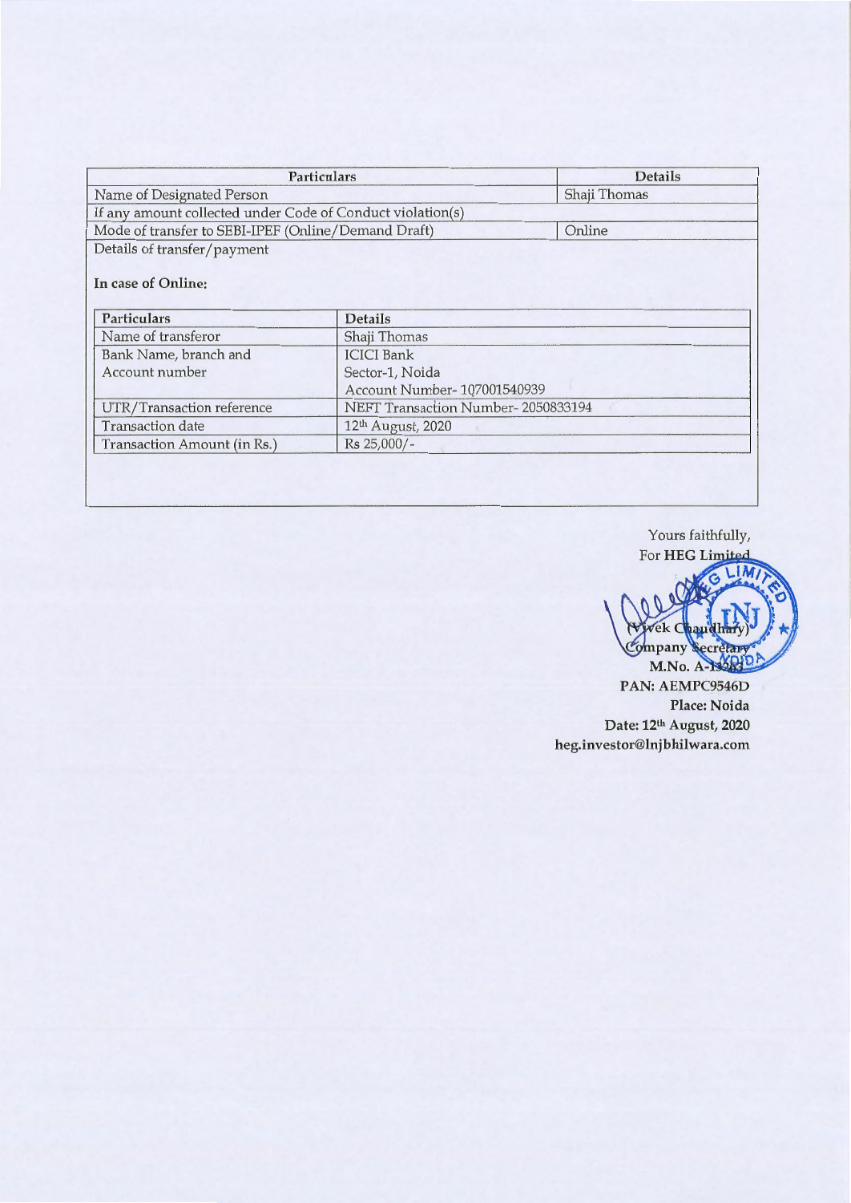| Particulars | Details |
|---|---|
| Name of Designated Person | Shaji Thomas |
| If any amount collected under Code of Conduct violation(s) | |
| Mode of transfer to SEBI-IPEF (Online/Demand Draft) | Online |

Details of transfer/payment

**In case of Online:**

| Particulars | Details |
|---|---|
| Name of transferor | Shaji Thomas |
| Bank Name, branch and Account number | ICICI Bank<br>Sector-1, Noida<br>Account Number- 107001540939 |
| UTR/Transaction reference | NEFT Transaction Number- 2050833194 |
| Transaction date | 12th August, 2020 |
| Transaction Amount (in Rs.) | Rs 25,000/- |

Yours faithfully,
For **HEG Limited**

(Vivek Chaudhary)
Company Secretary
**M.No. A-13263**
**PAN: AEMPC9546D**
**Place: Noida**
**Date: 12th August, 2020**
**heg.investor@lnjbhilwara.com**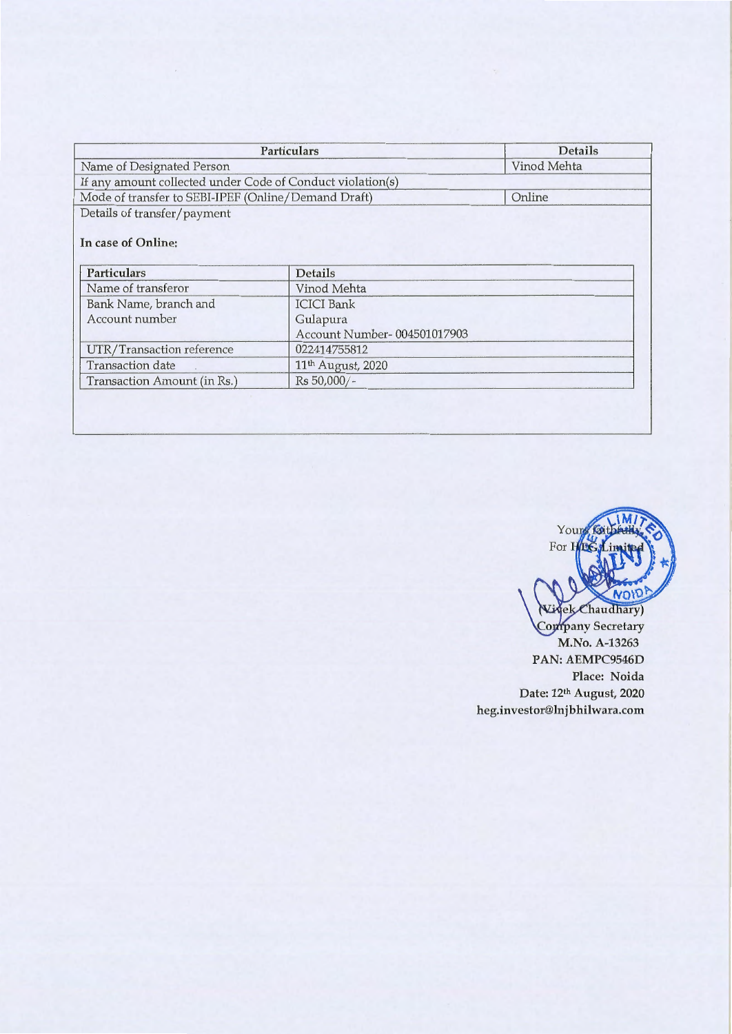| Particulars | Details |
|---|---|
| Name of Designated Person | Vinod Mehta |
| If any amount collected under Code of Conduct violation(s) | |
| Mode of transfer to SEBI-IPEF (Online/Demand Draft) | Online |

Details of transfer/payment

**In case of Online:**

| Particulars | Details |
|---|---|
| Name of transferor | Vinod Mehta |
| Bank Name, branch and Account number | ICICI Bank<br>Gulapura<br>Account Number- 004501017903 |
| UTR/Transaction reference | 022414755812 |
| Transaction date | 11th August, 2020 |
| Transaction Amount (in Rs.) | Rs 50,000/- |

Yours faithfully,
For HEG Limited

(Vivek Chaudhary)
Company Secretary
**M.No. A-13263**
**PAN: AEMPC9546D**
**Place: Noida**
**Date: 12th August, 2020**
**heg.investor@lnjbhilwara.com**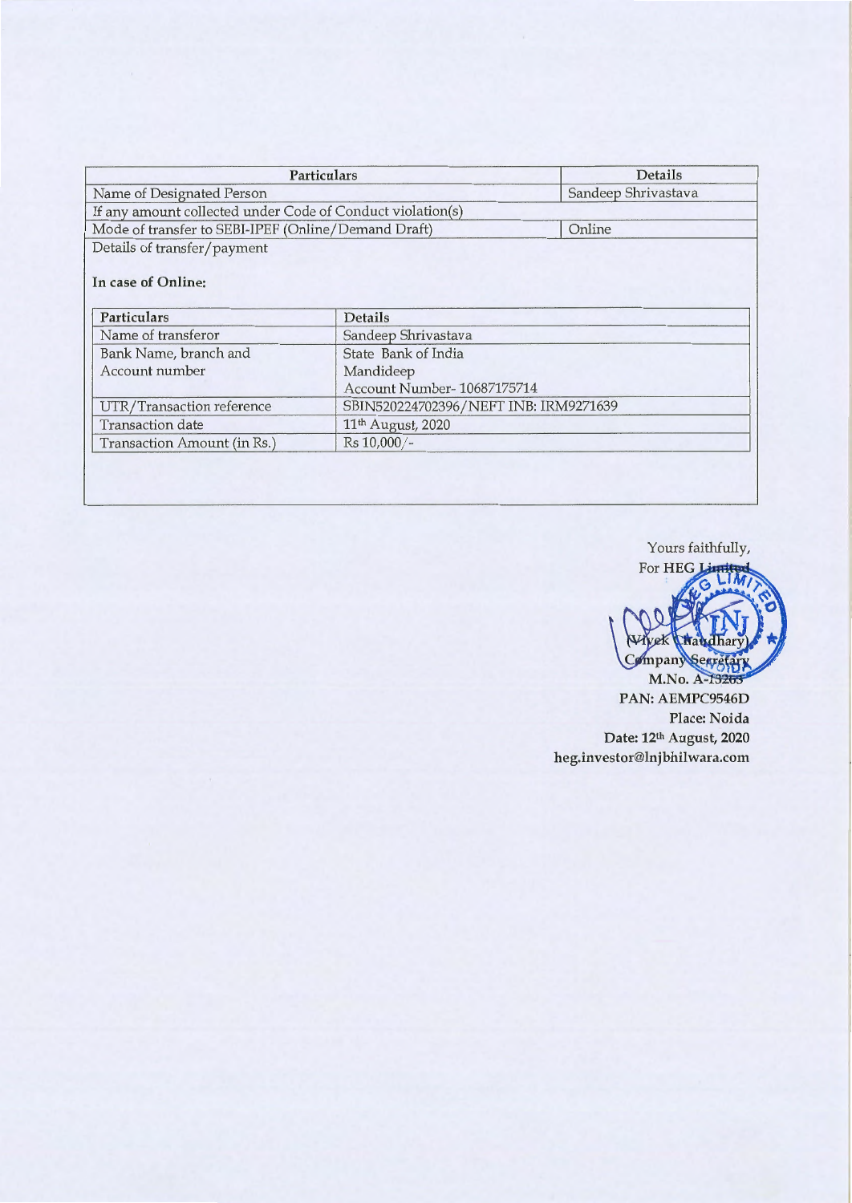| Particulars | Details |
| --- | --- |
| Name of Designated Person | Sandeep Shrivastava |
| If any amount collected under Code of Conduct violation(s) | |
| Mode of transfer to SEBI-IPEF (Online/Demand Draft) | Online |
| Details of transfer/payment | |

**In case of Online:**

| Particulars | Details |
| --- | --- |
| Name of transferor | Sandeep Shrivastava |
| Bank Name, branch and Account number | State Bank of India<br>Mandideep<br>Account Number- 10687175714 |
| UTR/Transaction reference | SBIN520224702396/NEFT INB: IRM9271639 |
| Transaction date | 11th August, 2020 |
| Transaction Amount (in Rs.) | Rs 10,000/- |

Yours faithfully,
For HEG Limited

(Vivek Chaudhary)
Company Secretary
**M.No. A-13263**
**PAN: AEMPC9546D**
**Place: Noida**
**Date: 12th August, 2020**
**heg.investor@lnjbhilwara.com**